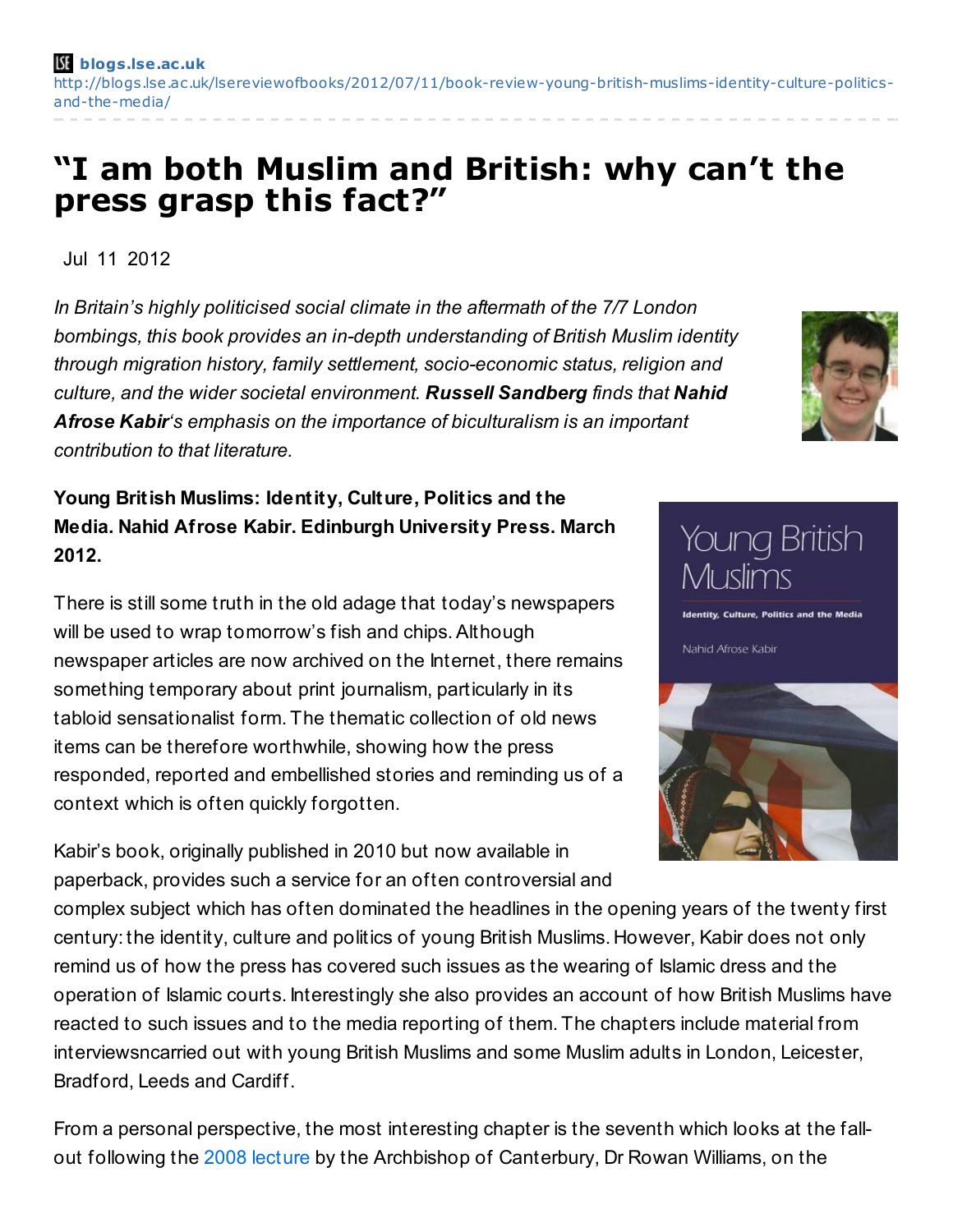**blogs.lse.ac.uk**
http://blogs.lse.ac.uk/lsereviewofbooks/2012/07/11/book-review-young-british-muslims-identity-culture-politics-and-the-media/

# "I am both Muslim and British: why can't the press grasp this fact?"

Jul 11 2012

*In Britain's highly politicised social climate in the aftermath of the 7/7 London bombings, this book provides an in-depth understanding of British Muslim identity through migration history, family settlement, socio-economic status, religion and culture, and the wider societal environment.* ***Russell Sandberg*** *finds that* ***Nahid Afrose Kabir****'s emphasis on the importance of biculturalism is an important contribution to that literature.*

**Young British Muslims: Identity, Culture, Politics and the Media. Nahid Afrose Kabir. Edinburgh University Press. March 2012.**

There is still some truth in the old adage that today's newspapers will be used to wrap tomorrow's fish and chips. Although newspaper articles are now archived on the Internet, there remains something temporary about print journalism, particularly in its tabloid sensationalist form. The thematic collection of old news items can be therefore worthwhile, showing how the press responded, reported and embellished stories and reminding us of a context which is often quickly forgotten.

Kabir's book, originally published in 2010 but now available in paperback, provides such a service for an often controversial and complex subject which has often dominated the headlines in the opening years of the twenty first century: the identity, culture and politics of young British Muslims. However, Kabir does not only remind us of how the press has covered such issues as the wearing of Islamic dress and the operation of Islamic courts. Interestingly she also provides an account of how British Muslims have reacted to such issues and to the media reporting of them. The chapters include material from interviewsncarried out with young British Muslims and some Muslim adults in London, Leicester, Bradford, Leeds and Cardiff.

From a personal perspective, the most interesting chapter is the seventh which looks at the fall-out following the 2008 lecture by the Archbishop of Canterbury, Dr Rowan Williams, on the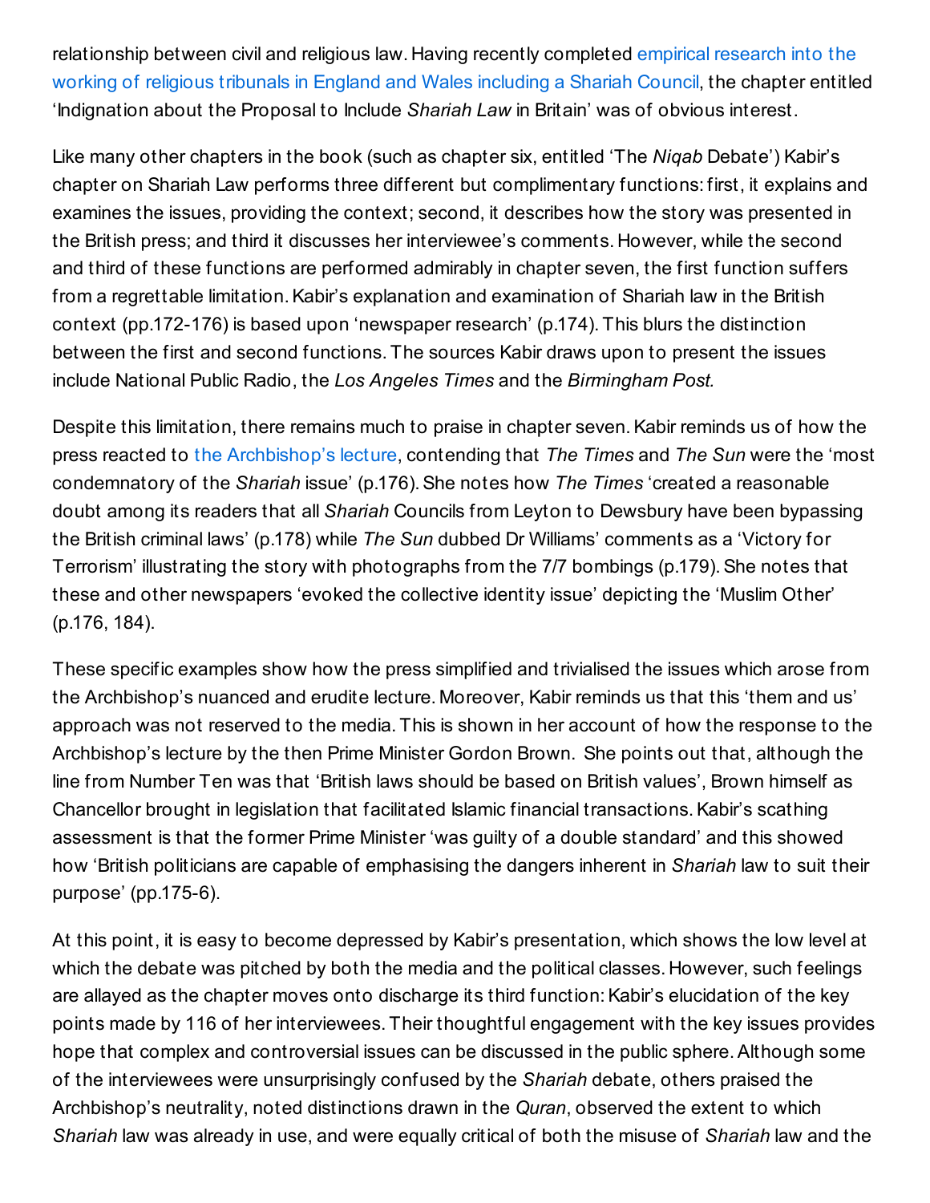relationship between civil and religious law. Having recently completed empirical research into the working of religious tribunals in England and Wales including a Shariah Council, the chapter entitled 'Indignation about the Proposal to Include *Shariah Law* in Britain' was of obvious interest.

Like many other chapters in the book (such as chapter six, entitled 'The *Niqab* Debate') Kabir's chapter on Shariah Law performs three different but complimentary functions: first, it explains and examines the issues, providing the context; second, it describes how the story was presented in the British press; and third it discusses her interviewee's comments. However, while the second and third of these functions are performed admirably in chapter seven, the first function suffers from a regrettable limitation. Kabir's explanation and examination of Shariah law in the British context (pp.172-176) is based upon 'newspaper research' (p.174). This blurs the distinction between the first and second functions. The sources Kabir draws upon to present the issues include National Public Radio, the *Los Angeles Times* and the *Birmingham Post*.

Despite this limitation, there remains much to praise in chapter seven. Kabir reminds us of how the press reacted to the Archbishop's lecture, contending that *The Times* and *The Sun* were the 'most condemnatory of the *Shariah* issue' (p.176). She notes how *The Times* 'created a reasonable doubt among its readers that all *Shariah* Councils from Leyton to Dewsbury have been bypassing the British criminal laws' (p.178) while *The Sun* dubbed Dr Williams' comments as a 'Victory for Terrorism' illustrating the story with photographs from the 7/7 bombings (p.179). She notes that these and other newspapers 'evoked the collective identity issue' depicting the 'Muslim Other' (p.176, 184).

These specific examples show how the press simplified and trivialised the issues which arose from the Archbishop's nuanced and erudite lecture. Moreover, Kabir reminds us that this 'them and us' approach was not reserved to the media. This is shown in her account of how the response to the Archbishop's lecture by the then Prime Minister Gordon Brown. She points out that, although the line from Number Ten was that 'British laws should be based on British values', Brown himself as Chancellor brought in legislation that facilitated Islamic financial transactions. Kabir's scathing assessment is that the former Prime Minister 'was guilty of a double standard' and this showed how 'British politicians are capable of emphasising the dangers inherent in *Shariah* law to suit their purpose' (pp.175-6).

At this point, it is easy to become depressed by Kabir's presentation, which shows the low level at which the debate was pitched by both the media and the political classes. However, such feelings are allayed as the chapter moves onto discharge its third function: Kabir's elucidation of the key points made by 116 of her interviewees. Their thoughtful engagement with the key issues provides hope that complex and controversial issues can be discussed in the public sphere. Although some of the interviewees were unsurprisingly confused by the *Shariah* debate, others praised the Archbishop's neutrality, noted distinctions drawn in the *Quran*, observed the extent to which *Shariah* law was already in use, and were equally critical of both the misuse of *Shariah* law and the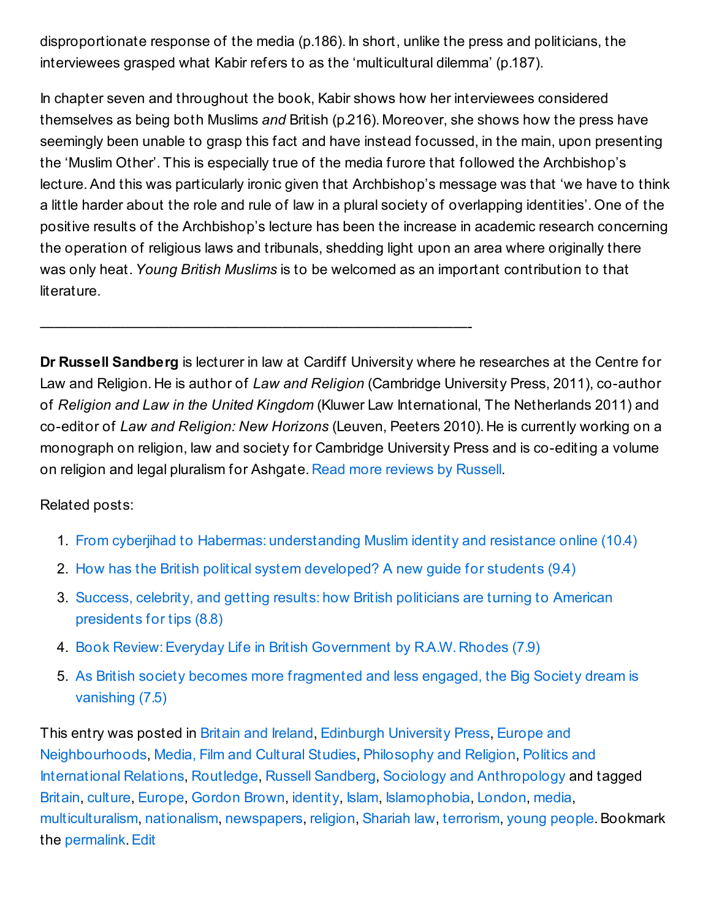disproportionate response of the media (p.186). In short, unlike the press and politicians, the interviewees grasped what Kabir refers to as the 'multicultural dilemma' (p.187).

In chapter seven and throughout the book, Kabir shows how her interviewees considered themselves as being both Muslims *and* British (p.216). Moreover, she shows how the press have seemingly been unable to grasp this fact and have instead focussed, in the main, upon presenting the 'Muslim Other'. This is especially true of the media furore that followed the Archbishop's lecture. And this was particularly ironic given that Archbishop's message was that 'we have to think a little harder about the role and rule of law in a plural society of overlapping identities'. One of the positive results of the Archbishop's lecture has been the increase in academic research concerning the operation of religious laws and tribunals, shedding light upon an area where originally there was only heat. *Young British Muslims* is to be welcomed as an important contribution to that literature.

———————————————————————————————————-

**Dr Russell Sandberg** is lecturer in law at Cardiff University where he researches at the Centre for Law and Religion. He is author of *Law and Religion* (Cambridge University Press, 2011), co-author of *Religion and Law in the United Kingdom* (Kluwer Law International, The Netherlands 2011) and co-editor of *Law and Religion: New Horizons* (Leuven, Peeters 2010). He is currently working on a monograph on religion, law and society for Cambridge University Press and is co-editing a volume on religion and legal pluralism for Ashgate. Read more reviews by Russell.

Related posts:

1. From cyberjihad to Habermas: understanding Muslim identity and resistance online (10.4)
2. How has the British political system developed? A new guide for students (9.4)
3. Success, celebrity, and getting results: how British politicians are turning to American presidents for tips (8.8)
4. Book Review: Everyday Life in British Government by R.A.W. Rhodes (7.9)
5. As British society becomes more fragmented and less engaged, the Big Society dream is vanishing (7.5)

This entry was posted in Britain and Ireland, Edinburgh University Press, Europe and Neighbourhoods, Media, Film and Cultural Studies, Philosophy and Religion, Politics and International Relations, Routledge, Russell Sandberg, Sociology and Anthropology and tagged Britain, culture, Europe, Gordon Brown, identity, Islam, Islamophobia, London, media, multiculturalism, nationalism, newspapers, religion, Shariah law, terrorism, young people. Bookmark the permalink. Edit